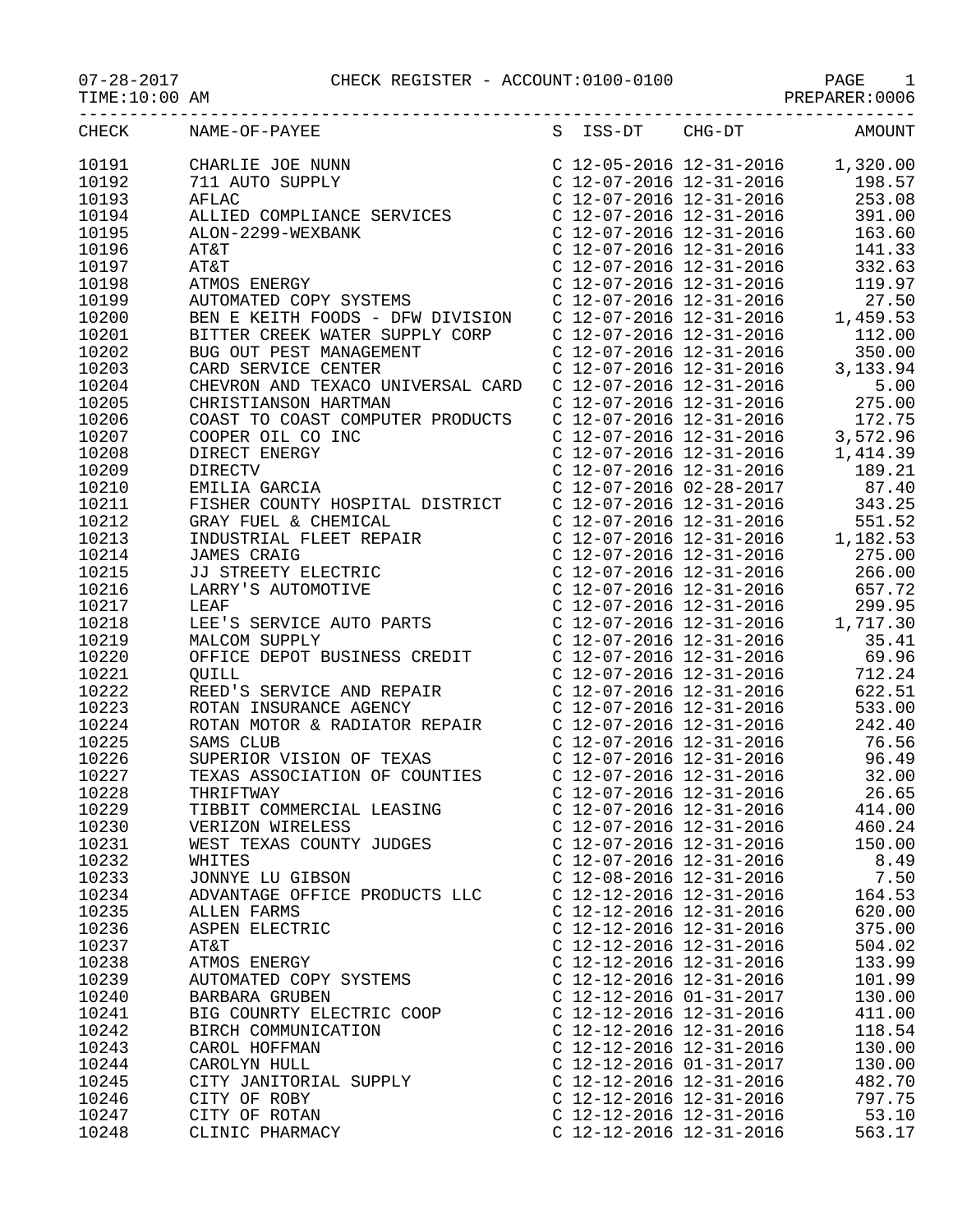# CHECK REGISTER - ACCOUNT:0100-0100

07-28-2017
TIME:10:00 AM

PREPARER:0006

| CHECK | NAME-OF-PAYEE | S | ISS-DT | CHG-DT | AMOUNT |
|---|---|---|---|---|---|
| 10191 | CHARLIE JOE NUNN | C | 12-05-2016 | 12-31-2016 | 1,320.00 |
| 10192 | 711 AUTO SUPPLY | C | 12-07-2016 | 12-31-2016 | 198.57 |
| 10193 | AFLAC | C | 12-07-2016 | 12-31-2016 | 253.08 |
| 10194 | ALLIED COMPLIANCE SERVICES | C | 12-07-2016 | 12-31-2016 | 391.00 |
| 10195 | ALON-2299-WEXBANK | C | 12-07-2016 | 12-31-2016 | 163.60 |
| 10196 | AT&T | C | 12-07-2016 | 12-31-2016 | 141.33 |
| 10197 | AT&T | C | 12-07-2016 | 12-31-2016 | 332.63 |
| 10198 | ATMOS ENERGY | C | 12-07-2016 | 12-31-2016 | 119.97 |
| 10199 | AUTOMATED COPY SYSTEMS | C | 12-07-2016 | 12-31-2016 | 27.50 |
| 10200 | BEN E KEITH FOODS - DFW DIVISION | C | 12-07-2016 | 12-31-2016 | 1,459.53 |
| 10201 | BITTER CREEK WATER SUPPLY CORP | C | 12-07-2016 | 12-31-2016 | 112.00 |
| 10202 | BUG OUT PEST MANAGEMENT | C | 12-07-2016 | 12-31-2016 | 350.00 |
| 10203 | CARD SERVICE CENTER | C | 12-07-2016 | 12-31-2016 | 3,133.94 |
| 10204 | CHEVRON AND TEXACO UNIVERSAL CARD | C | 12-07-2016 | 12-31-2016 | 5.00 |
| 10205 | CHRISTIANSON HARTMAN | C | 12-07-2016 | 12-31-2016 | 275.00 |
| 10206 | COAST TO COAST COMPUTER PRODUCTS | C | 12-07-2016 | 12-31-2016 | 172.75 |
| 10207 | COOPER OIL CO INC | C | 12-07-2016 | 12-31-2016 | 3,572.96 |
| 10208 | DIRECT ENERGY | C | 12-07-2016 | 12-31-2016 | 1,414.39 |
| 10209 | DIRECTV | C | 12-07-2016 | 12-31-2016 | 189.21 |
| 10210 | EMILIA GARCIA | C | 12-07-2016 | 02-28-2017 | 87.40 |
| 10211 | FISHER COUNTY HOSPITAL DISTRICT | C | 12-07-2016 | 12-31-2016 | 343.25 |
| 10212 | GRAY FUEL & CHEMICAL | C | 12-07-2016 | 12-31-2016 | 551.52 |
| 10213 | INDUSTRIAL FLEET REPAIR | C | 12-07-2016 | 12-31-2016 | 1,182.53 |
| 10214 | JAMES CRAIG | C | 12-07-2016 | 12-31-2016 | 275.00 |
| 10215 | JJ STREETY ELECTRIC | C | 12-07-2016 | 12-31-2016 | 266.00 |
| 10216 | LARRY'S AUTOMOTIVE | C | 12-07-2016 | 12-31-2016 | 657.72 |
| 10217 | LEAF | C | 12-07-2016 | 12-31-2016 | 299.95 |
| 10218 | LEE'S SERVICE AUTO PARTS | C | 12-07-2016 | 12-31-2016 | 1,717.30 |
| 10219 | MALCOM SUPPLY | C | 12-07-2016 | 12-31-2016 | 35.41 |
| 10220 | OFFICE DEPOT BUSINESS CREDIT | C | 12-07-2016 | 12-31-2016 | 69.96 |
| 10221 | QUILL | C | 12-07-2016 | 12-31-2016 | 712.24 |
| 10222 | REED'S SERVICE AND REPAIR | C | 12-07-2016 | 12-31-2016 | 622.51 |
| 10223 | ROTAN INSURANCE AGENCY | C | 12-07-2016 | 12-31-2016 | 533.00 |
| 10224 | ROTAN MOTOR & RADIATOR REPAIR | C | 12-07-2016 | 12-31-2016 | 242.40 |
| 10225 | SAMS CLUB | C | 12-07-2016 | 12-31-2016 | 76.56 |
| 10226 | SUPERIOR VISION OF TEXAS | C | 12-07-2016 | 12-31-2016 | 96.49 |
| 10227 | TEXAS ASSOCIATION OF COUNTIES | C | 12-07-2016 | 12-31-2016 | 32.00 |
| 10228 | THRIFTWAY | C | 12-07-2016 | 12-31-2016 | 26.65 |
| 10229 | TIBBIT COMMERCIAL LEASING | C | 12-07-2016 | 12-31-2016 | 414.00 |
| 10230 | VERIZON WIRELESS | C | 12-07-2016 | 12-31-2016 | 460.24 |
| 10231 | WEST TEXAS COUNTY JUDGES | C | 12-07-2016 | 12-31-2016 | 150.00 |
| 10232 | WHITES | C | 12-07-2016 | 12-31-2016 | 8.49 |
| 10233 | JONNYE LU GIBSON | C | 12-08-2016 | 12-31-2016 | 7.50 |
| 10234 | ADVANTAGE OFFICE PRODUCTS LLC | C | 12-12-2016 | 12-31-2016 | 164.53 |
| 10235 | ALLEN FARMS | C | 12-12-2016 | 12-31-2016 | 620.00 |
| 10236 | ASPEN ELECTRIC | C | 12-12-2016 | 12-31-2016 | 375.00 |
| 10237 | AT&T | C | 12-12-2016 | 12-31-2016 | 504.02 |
| 10238 | ATMOS ENERGY | C | 12-12-2016 | 12-31-2016 | 133.99 |
| 10239 | AUTOMATED COPY SYSTEMS | C | 12-12-2016 | 12-31-2016 | 101.99 |
| 10240 | BARBARA GRUBEN | C | 12-12-2016 | 01-31-2017 | 130.00 |
| 10241 | BIG COUNRTY ELECTRIC COOP | C | 12-12-2016 | 12-31-2016 | 411.00 |
| 10242 | BIRCH COMMUNICATION | C | 12-12-2016 | 12-31-2016 | 118.54 |
| 10243 | CAROL HOFFMAN | C | 12-12-2016 | 12-31-2016 | 130.00 |
| 10244 | CAROLYN HULL | C | 12-12-2016 | 01-31-2017 | 130.00 |
| 10245 | CITY JANITORIAL SUPPLY | C | 12-12-2016 | 12-31-2016 | 482.70 |
| 10246 | CITY OF ROBY | C | 12-12-2016 | 12-31-2016 | 797.75 |
| 10247 | CITY OF ROTAN | C | 12-12-2016 | 12-31-2016 | 53.10 |
| 10248 | CLINIC PHARMACY | C | 12-12-2016 | 12-31-2016 | 563.17 |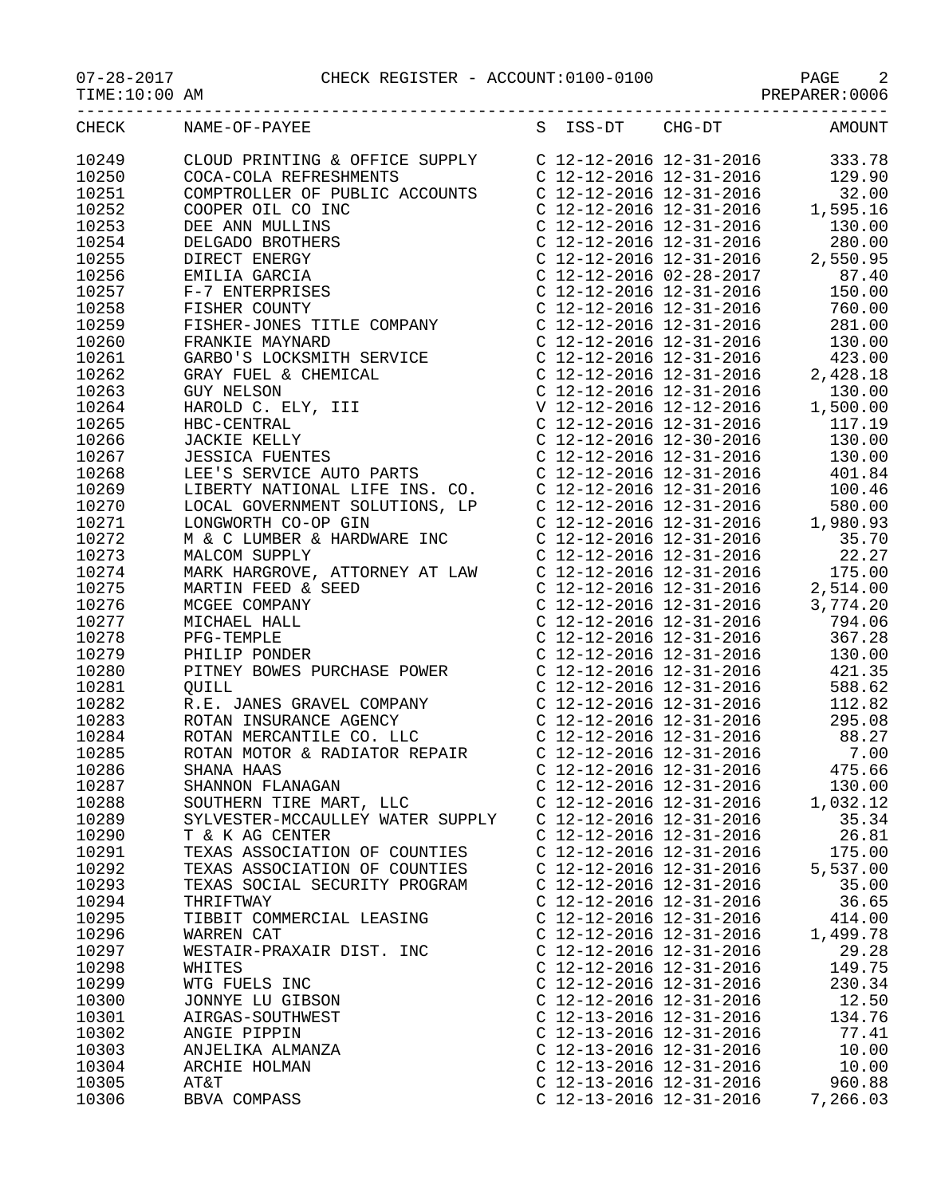CHECK REGISTER - ACCOUNT:0100-0100

07-28-2017
TIME:10:00 AM

PREPARER:0006

| CHECK | NAME-OF-PAYEE | S | ISS-DT | CHG-DT | AMOUNT |
|---|---|---|---|---|---|
| 10249 | CLOUD PRINTING & OFFICE SUPPLY | C | 12-12-2016 | 12-31-2016 | 333.78 |
| 10250 | COCA-COLA REFRESHMENTS | C | 12-12-2016 | 12-31-2016 | 129.90 |
| 10251 | COMPTROLLER OF PUBLIC ACCOUNTS | C | 12-12-2016 | 12-31-2016 | 32.00 |
| 10252 | COOPER OIL CO INC | C | 12-12-2016 | 12-31-2016 | 1,595.16 |
| 10253 | DEE ANN MULLINS | C | 12-12-2016 | 12-31-2016 | 130.00 |
| 10254 | DELGADO BROTHERS | C | 12-12-2016 | 12-31-2016 | 280.00 |
| 10255 | DIRECT ENERGY | C | 12-12-2016 | 12-31-2016 | 2,550.95 |
| 10256 | EMILIA GARCIA | C | 12-12-2016 | 02-28-2017 | 87.40 |
| 10257 | F-7 ENTERPRISES | C | 12-12-2016 | 12-31-2016 | 150.00 |
| 10258 | FISHER COUNTY | C | 12-12-2016 | 12-31-2016 | 760.00 |
| 10259 | FISHER-JONES TITLE COMPANY | C | 12-12-2016 | 12-31-2016 | 281.00 |
| 10260 | FRANKIE MAYNARD | C | 12-12-2016 | 12-31-2016 | 130.00 |
| 10261 | GARBO'S LOCKSMITH SERVICE | C | 12-12-2016 | 12-31-2016 | 423.00 |
| 10262 | GRAY FUEL & CHEMICAL | C | 12-12-2016 | 12-31-2016 | 2,428.18 |
| 10263 | GUY NELSON | C | 12-12-2016 | 12-31-2016 | 130.00 |
| 10264 | HAROLD C. ELY, III | V | 12-12-2016 | 12-12-2016 | 1,500.00 |
| 10265 | HBC-CENTRAL | C | 12-12-2016 | 12-31-2016 | 117.19 |
| 10266 | JACKIE KELLY | C | 12-12-2016 | 12-30-2016 | 130.00 |
| 10267 | JESSICA FUENTES | C | 12-12-2016 | 12-31-2016 | 130.00 |
| 10268 | LEE'S SERVICE AUTO PARTS | C | 12-12-2016 | 12-31-2016 | 401.84 |
| 10269 | LIBERTY NATIONAL LIFE INS. CO. | C | 12-12-2016 | 12-31-2016 | 100.46 |
| 10270 | LOCAL GOVERNMENT SOLUTIONS, LP | C | 12-12-2016 | 12-31-2016 | 580.00 |
| 10271 | LONGWORTH CO-OP GIN | C | 12-12-2016 | 12-31-2016 | 1,980.93 |
| 10272 | M & C LUMBER & HARDWARE INC | C | 12-12-2016 | 12-31-2016 | 35.70 |
| 10273 | MALCOM SUPPLY | C | 12-12-2016 | 12-31-2016 | 22.27 |
| 10274 | MARK HARGROVE, ATTORNEY AT LAW | C | 12-12-2016 | 12-31-2016 | 175.00 |
| 10275 | MARTIN FEED & SEED | C | 12-12-2016 | 12-31-2016 | 2,514.00 |
| 10276 | MCGEE COMPANY | C | 12-12-2016 | 12-31-2016 | 3,774.20 |
| 10277 | MICHAEL HALL | C | 12-12-2016 | 12-31-2016 | 794.06 |
| 10278 | PFG-TEMPLE | C | 12-12-2016 | 12-31-2016 | 367.28 |
| 10279 | PHILIP PONDER | C | 12-12-2016 | 12-31-2016 | 130.00 |
| 10280 | PITNEY BOWES PURCHASE POWER | C | 12-12-2016 | 12-31-2016 | 421.35 |
| 10281 | QUILL | C | 12-12-2016 | 12-31-2016 | 588.62 |
| 10282 | R.E. JANES GRAVEL COMPANY | C | 12-12-2016 | 12-31-2016 | 112.82 |
| 10283 | ROTAN INSURANCE AGENCY | C | 12-12-2016 | 12-31-2016 | 295.08 |
| 10284 | ROTAN MERCANTILE CO. LLC | C | 12-12-2016 | 12-31-2016 | 88.27 |
| 10285 | ROTAN MOTOR & RADIATOR REPAIR | C | 12-12-2016 | 12-31-2016 | 7.00 |
| 10286 | SHANA HAAS | C | 12-12-2016 | 12-31-2016 | 475.66 |
| 10287 | SHANNON FLANAGAN | C | 12-12-2016 | 12-31-2016 | 130.00 |
| 10288 | SOUTHERN TIRE MART, LLC | C | 12-12-2016 | 12-31-2016 | 1,032.12 |
| 10289 | SYLVESTER-MCCAULLEY WATER SUPPLY | C | 12-12-2016 | 12-31-2016 | 35.34 |
| 10290 | T & K AG CENTER | C | 12-12-2016 | 12-31-2016 | 26.81 |
| 10291 | TEXAS ASSOCIATION OF COUNTIES | C | 12-12-2016 | 12-31-2016 | 175.00 |
| 10292 | TEXAS ASSOCIATION OF COUNTIES | C | 12-12-2016 | 12-31-2016 | 5,537.00 |
| 10293 | TEXAS SOCIAL SECURITY PROGRAM | C | 12-12-2016 | 12-31-2016 | 35.00 |
| 10294 | THRIFTWAY | C | 12-12-2016 | 12-31-2016 | 36.65 |
| 10295 | TIBBIT COMMERCIAL LEASING | C | 12-12-2016 | 12-31-2016 | 414.00 |
| 10296 | WARREN CAT | C | 12-12-2016 | 12-31-2016 | 1,499.78 |
| 10297 | WESTAIR-PRAXAIR DIST. INC | C | 12-12-2016 | 12-31-2016 | 29.28 |
| 10298 | WHITES | C | 12-12-2016 | 12-31-2016 | 149.75 |
| 10299 | WTG FUELS INC | C | 12-12-2016 | 12-31-2016 | 230.34 |
| 10300 | JONNYE LU GIBSON | C | 12-12-2016 | 12-31-2016 | 12.50 |
| 10301 | AIRGAS-SOUTHWEST | C | 12-13-2016 | 12-31-2016 | 134.76 |
| 10302 | ANGIE PIPPIN | C | 12-13-2016 | 12-31-2016 | 77.41 |
| 10303 | ANJELIKA ALMANZA | C | 12-13-2016 | 12-31-2016 | 10.00 |
| 10304 | ARCHIE HOLMAN | C | 12-13-2016 | 12-31-2016 | 10.00 |
| 10305 | AT&T | C | 12-13-2016 | 12-31-2016 | 960.88 |
| 10306 | BBVA COMPASS | C | 12-13-2016 | 12-31-2016 | 7,266.03 |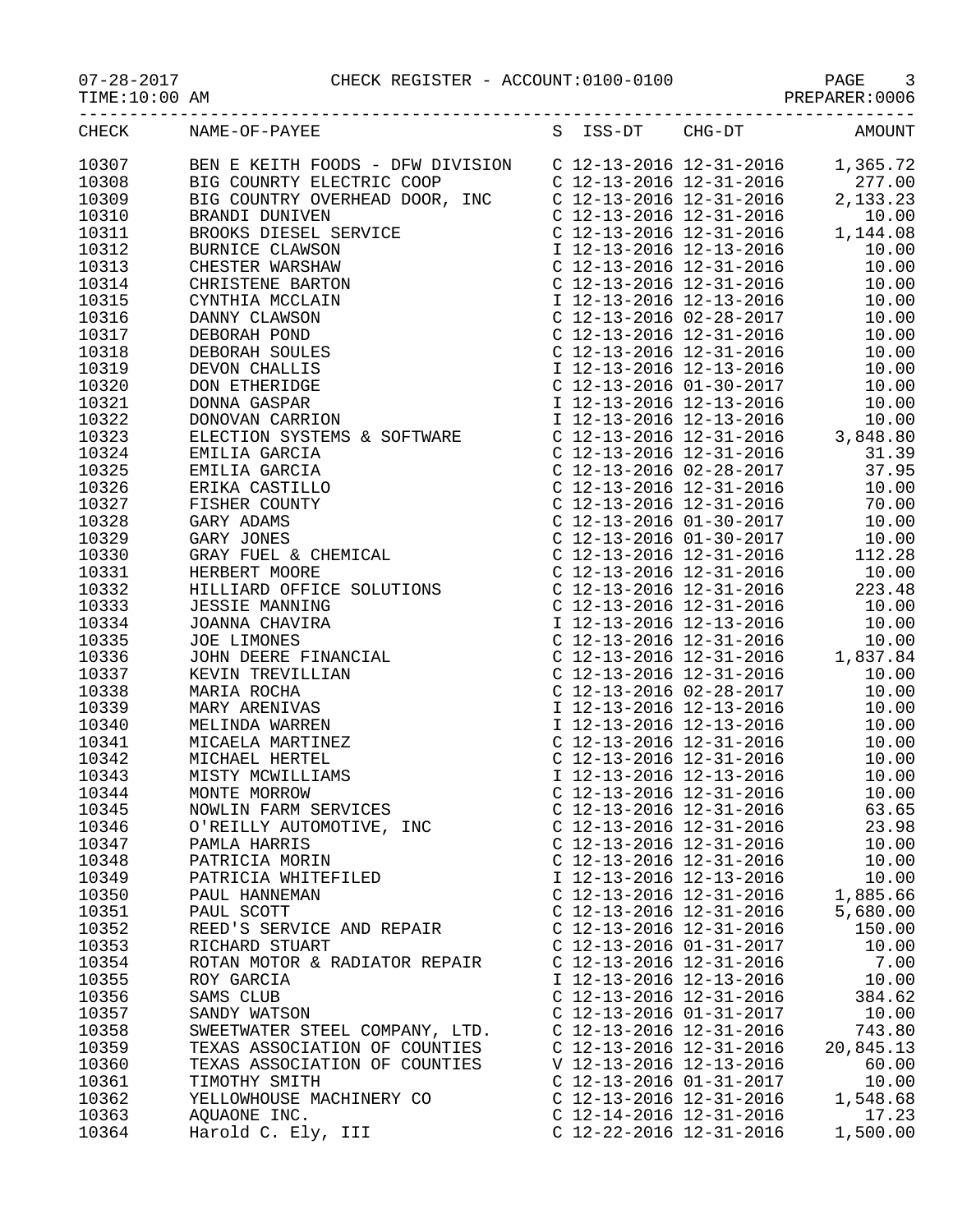| CHECK | NAME-OF-PAYEE | S | ISS-DT | CHG-DT | AMOUNT |
|---|---|---|---|---|---|
| 10307 | BEN E KEITH FOODS - DFW DIVISION | C | 12-13-2016 | 12-31-2016 | 1,365.72 |
| 10308 | BIG COUNRTY ELECTRIC COOP | C | 12-13-2016 | 12-31-2016 | 277.00 |
| 10309 | BIG COUNTRY OVERHEAD DOOR, INC | C | 12-13-2016 | 12-31-2016 | 2,133.23 |
| 10310 | BRANDI DUNIVEN | C | 12-13-2016 | 12-31-2016 | 10.00 |
| 10311 | BROOKS DIESEL SERVICE | C | 12-13-2016 | 12-31-2016 | 1,144.08 |
| 10312 | BURNICE CLAWSON | I | 12-13-2016 | 12-13-2016 | 10.00 |
| 10313 | CHESTER WARSHAW | C | 12-13-2016 | 12-31-2016 | 10.00 |
| 10314 | CHRISTENE BARTON | C | 12-13-2016 | 12-31-2016 | 10.00 |
| 10315 | CYNTHIA MCCLAIN | I | 12-13-2016 | 12-13-2016 | 10.00 |
| 10316 | DANNY CLAWSON | C | 12-13-2016 | 02-28-2017 | 10.00 |
| 10317 | DEBORAH POND | C | 12-13-2016 | 12-31-2016 | 10.00 |
| 10318 | DEBORAH SOULES | C | 12-13-2016 | 12-31-2016 | 10.00 |
| 10319 | DEVON CHALLIS | I | 12-13-2016 | 12-13-2016 | 10.00 |
| 10320 | DON ETHERIDGE | C | 12-13-2016 | 01-30-2017 | 10.00 |
| 10321 | DONNA GASPAR | I | 12-13-2016 | 12-13-2016 | 10.00 |
| 10322 | DONOVAN CARRION | I | 12-13-2016 | 12-13-2016 | 10.00 |
| 10323 | ELECTION SYSTEMS & SOFTWARE | C | 12-13-2016 | 12-31-2016 | 3,848.80 |
| 10324 | EMILIA GARCIA | C | 12-13-2016 | 12-31-2016 | 31.39 |
| 10325 | EMILIA GARCIA | C | 12-13-2016 | 02-28-2017 | 37.95 |
| 10326 | ERIKA CASTILLO | C | 12-13-2016 | 12-31-2016 | 10.00 |
| 10327 | FISHER COUNTY | C | 12-13-2016 | 12-31-2016 | 70.00 |
| 10328 | GARY ADAMS | C | 12-13-2016 | 01-30-2017 | 10.00 |
| 10329 | GARY JONES | C | 12-13-2016 | 01-30-2017 | 10.00 |
| 10330 | GRAY FUEL & CHEMICAL | C | 12-13-2016 | 12-31-2016 | 112.28 |
| 10331 | HERBERT MOORE | C | 12-13-2016 | 12-31-2016 | 10.00 |
| 10332 | HILLIARD OFFICE SOLUTIONS | C | 12-13-2016 | 12-31-2016 | 223.48 |
| 10333 | JESSIE MANNING | C | 12-13-2016 | 12-31-2016 | 10.00 |
| 10334 | JOANNA CHAVIRA | I | 12-13-2016 | 12-13-2016 | 10.00 |
| 10335 | JOE LIMONES | C | 12-13-2016 | 12-31-2016 | 10.00 |
| 10336 | JOHN DEERE FINANCIAL | C | 12-13-2016 | 12-31-2016 | 1,837.84 |
| 10337 | KEVIN TREVILLIAN | C | 12-13-2016 | 12-31-2016 | 10.00 |
| 10338 | MARIA ROCHA | C | 12-13-2016 | 02-28-2017 | 10.00 |
| 10339 | MARY ARENIVAS | I | 12-13-2016 | 12-13-2016 | 10.00 |
| 10340 | MELINDA WARREN | I | 12-13-2016 | 12-13-2016 | 10.00 |
| 10341 | MICAELA MARTINEZ | C | 12-13-2016 | 12-31-2016 | 10.00 |
| 10342 | MICHAEL HERTEL | C | 12-13-2016 | 12-31-2016 | 10.00 |
| 10343 | MISTY MCWILLIAMS | I | 12-13-2016 | 12-13-2016 | 10.00 |
| 10344 | MONTE MORROW | C | 12-13-2016 | 12-31-2016 | 10.00 |
| 10345 | NOWLIN FARM SERVICES | C | 12-13-2016 | 12-31-2016 | 63.65 |
| 10346 | O'REILLY AUTOMOTIVE, INC | C | 12-13-2016 | 12-31-2016 | 23.98 |
| 10347 | PAMLA HARRIS | C | 12-13-2016 | 12-31-2016 | 10.00 |
| 10348 | PATRICIA MORIN | C | 12-13-2016 | 12-31-2016 | 10.00 |
| 10349 | PATRICIA WHITEFILED | I | 12-13-2016 | 12-13-2016 | 10.00 |
| 10350 | PAUL HANNEMAN | C | 12-13-2016 | 12-31-2016 | 1,885.66 |
| 10351 | PAUL SCOTT | C | 12-13-2016 | 12-31-2016 | 5,680.00 |
| 10352 | REED'S SERVICE AND REPAIR | C | 12-13-2016 | 12-31-2016 | 150.00 |
| 10353 | RICHARD STUART | C | 12-13-2016 | 01-31-2017 | 10.00 |
| 10354 | ROTAN MOTOR & RADIATOR REPAIR | C | 12-13-2016 | 12-31-2016 | 7.00 |
| 10355 | ROY GARCIA | I | 12-13-2016 | 12-13-2016 | 10.00 |
| 10356 | SAMS CLUB | C | 12-13-2016 | 12-31-2016 | 384.62 |
| 10357 | SANDY WATSON | C | 12-13-2016 | 01-31-2017 | 10.00 |
| 10358 | SWEETWATER STEEL COMPANY, LTD. | C | 12-13-2016 | 12-31-2016 | 743.80 |
| 10359 | TEXAS ASSOCIATION OF COUNTIES | C | 12-13-2016 | 12-31-2016 | 20,845.13 |
| 10360 | TEXAS ASSOCIATION OF COUNTIES | V | 12-13-2016 | 12-13-2016 | 60.00 |
| 10361 | TIMOTHY SMITH | C | 12-13-2016 | 01-31-2017 | 10.00 |
| 10362 | YELLOWHOUSE MACHINERY CO | C | 12-13-2016 | 12-31-2016 | 1,548.68 |
| 10363 | AQUAONE INC. | C | 12-14-2016 | 12-31-2016 | 17.23 |
| 10364 | Harold C. Ely, III | C | 12-22-2016 | 12-31-2016 | 1,500.00 |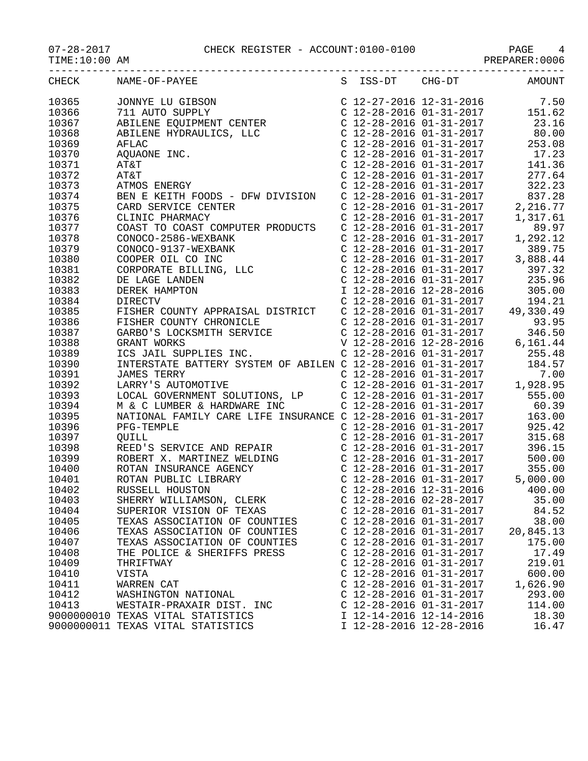07-28-2017 CHECK REGISTER - ACCOUNT:0100-0100

TIME:10:00 AM PREPARER:0006

| CHECK | NAME-OF-PAYEE | S | ISS-DT | CHG-DT | AMOUNT |
|---|---|---|---|---|---|
| 10365 | JONNYE LU GIBSON | C | 12-27-2016 | 12-31-2016 | 7.50 |
| 10366 | 711 AUTO SUPPLY | C | 12-28-2016 | 01-31-2017 | 151.62 |
| 10367 | ABILENE EQUIPMENT CENTER | C | 12-28-2016 | 01-31-2017 | 23.16 |
| 10368 | ABILENE HYDRAULICS, LLC | C | 12-28-2016 | 01-31-2017 | 80.00 |
| 10369 | AFLAC | C | 12-28-2016 | 01-31-2017 | 253.08 |
| 10370 | AQUAONE INC. | C | 12-28-2016 | 01-31-2017 | 17.23 |
| 10371 | AT&T | C | 12-28-2016 | 01-31-2017 | 141.36 |
| 10372 | AT&T | C | 12-28-2016 | 01-31-2017 | 277.64 |
| 10373 | ATMOS ENERGY | C | 12-28-2016 | 01-31-2017 | 322.23 |
| 10374 | BEN E KEITH FOODS - DFW DIVISION | C | 12-28-2016 | 01-31-2017 | 837.28 |
| 10375 | CARD SERVICE CENTER | C | 12-28-2016 | 01-31-2017 | 2,216.77 |
| 10376 | CLINIC PHARMACY | C | 12-28-2016 | 01-31-2017 | 1,317.61 |
| 10377 | COAST TO COAST COMPUTER PRODUCTS | C | 12-28-2016 | 01-31-2017 | 89.97 |
| 10378 | CONOCO-2586-WEXBANK | C | 12-28-2016 | 01-31-2017 | 1,292.12 |
| 10379 | CONOCO-9137-WEXBANK | C | 12-28-2016 | 01-31-2017 | 389.75 |
| 10380 | COOPER OIL CO INC | C | 12-28-2016 | 01-31-2017 | 3,888.44 |
| 10381 | CORPORATE BILLING, LLC | C | 12-28-2016 | 01-31-2017 | 397.32 |
| 10382 | DE LAGE LANDEN | C | 12-28-2016 | 01-31-2017 | 235.96 |
| 10383 | DEREK HAMPTON | I | 12-28-2016 | 12-28-2016 | 305.00 |
| 10384 | DIRECTV | C | 12-28-2016 | 01-31-2017 | 194.21 |
| 10385 | FISHER COUNTY APPRAISAL DISTRICT | C | 12-28-2016 | 01-31-2017 | 49,330.49 |
| 10386 | FISHER COUNTY CHRONICLE | C | 12-28-2016 | 01-31-2017 | 93.95 |
| 10387 | GARBO'S LOCKSMITH SERVICE | C | 12-28-2016 | 01-31-2017 | 346.50 |
| 10388 | GRANT WORKS | V | 12-28-2016 | 12-28-2016 | 6,161.44 |
| 10389 | ICS JAIL SUPPLIES INC. | C | 12-28-2016 | 01-31-2017 | 255.48 |
| 10390 | INTERSTATE BATTERY SYSTEM OF ABILEN | C | 12-28-2016 | 01-31-2017 | 184.57 |
| 10391 | JAMES TERRY | C | 12-28-2016 | 01-31-2017 | 7.00 |
| 10392 | LARRY'S AUTOMOTIVE | C | 12-28-2016 | 01-31-2017 | 1,928.95 |
| 10393 | LOCAL GOVERNMENT SOLUTIONS, LP | C | 12-28-2016 | 01-31-2017 | 555.00 |
| 10394 | M & C LUMBER & HARDWARE INC | C | 12-28-2016 | 01-31-2017 | 60.39 |
| 10395 | NATIONAL FAMILY CARE LIFE INSURANCE | C | 12-28-2016 | 01-31-2017 | 163.00 |
| 10396 | PFG-TEMPLE | C | 12-28-2016 | 01-31-2017 | 925.42 |
| 10397 | QUILL | C | 12-28-2016 | 01-31-2017 | 315.68 |
| 10398 | REED'S SERVICE AND REPAIR | C | 12-28-2016 | 01-31-2017 | 396.15 |
| 10399 | ROBERT X. MARTINEZ WELDING | C | 12-28-2016 | 01-31-2017 | 500.00 |
| 10400 | ROTAN INSURANCE AGENCY | C | 12-28-2016 | 01-31-2017 | 355.00 |
| 10401 | ROTAN PUBLIC LIBRARY | C | 12-28-2016 | 01-31-2017 | 5,000.00 |
| 10402 | RUSSELL HOUSTON | C | 12-28-2016 | 12-31-2016 | 400.00 |
| 10403 | SHERRY WILLIAMSON, CLERK | C | 12-28-2016 | 02-28-2017 | 35.00 |
| 10404 | SUPERIOR VISION OF TEXAS | C | 12-28-2016 | 01-31-2017 | 84.52 |
| 10405 | TEXAS ASSOCIATION OF COUNTIES | C | 12-28-2016 | 01-31-2017 | 38.00 |
| 10406 | TEXAS ASSOCIATION OF COUNTIES | C | 12-28-2016 | 01-31-2017 | 20,845.13 |
| 10407 | TEXAS ASSOCIATION OF COUNTIES | C | 12-28-2016 | 01-31-2017 | 175.00 |
| 10408 | THE POLICE & SHERIFFS PRESS | C | 12-28-2016 | 01-31-2017 | 17.49 |
| 10409 | THRIFTWAY | C | 12-28-2016 | 01-31-2017 | 219.01 |
| 10410 | VISTA | C | 12-28-2016 | 01-31-2017 | 600.00 |
| 10411 | WARREN CAT | C | 12-28-2016 | 01-31-2017 | 1,626.90 |
| 10412 | WASHINGTON NATIONAL | C | 12-28-2016 | 01-31-2017 | 293.00 |
| 10413 | WESTAIR-PRAXAIR DIST. INC | C | 12-28-2016 | 01-31-2017 | 114.00 |
| 9000000010 | TEXAS VITAL STATISTICS | I | 12-14-2016 | 12-14-2016 | 18.30 |
| 9000000011 | TEXAS VITAL STATISTICS | I | 12-28-2016 | 12-28-2016 | 16.47 |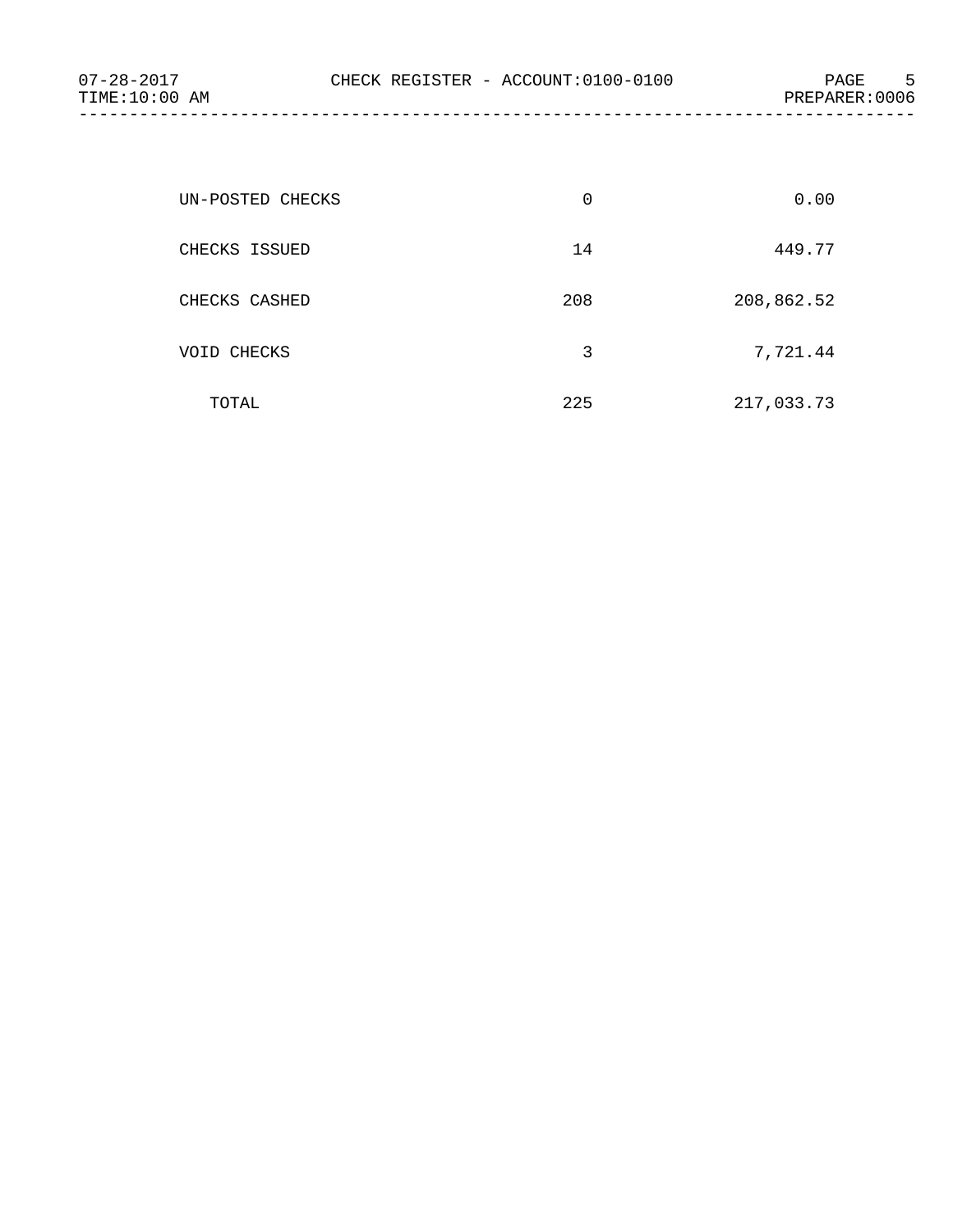| | | |
|---|---|---|
| UN-POSTED CHECKS | 0 | 0.00 |
| CHECKS ISSUED | 14 | 449.77 |
| CHECKS CASHED | 208 | 208,862.52 |
| VOID CHECKS | 3 | 7,721.44 |
| TOTAL | 225 | 217,033.73 |